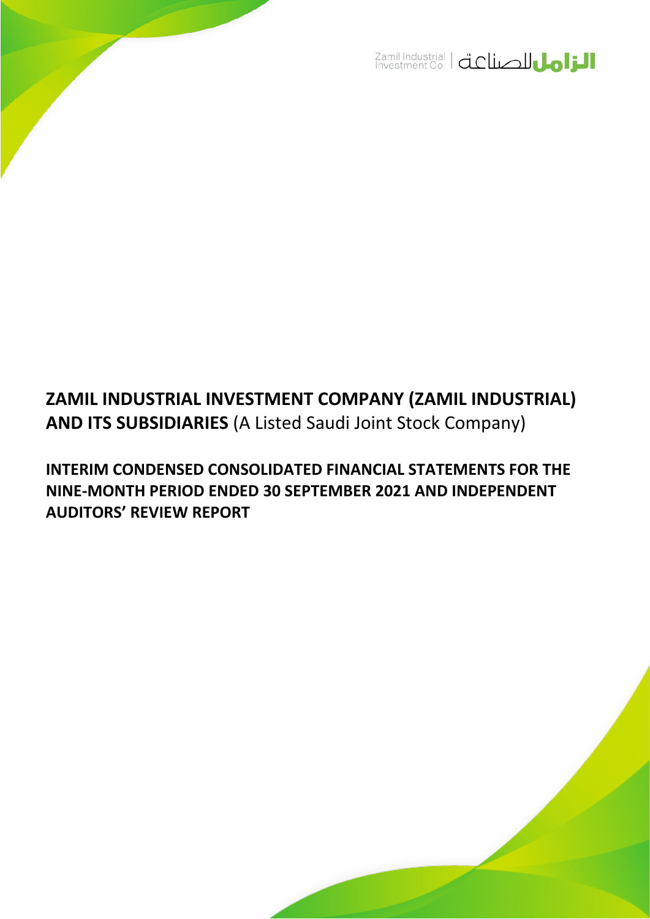Zamil Industrial Investment Co. | الزامل للصناعة

**ZAMIL INDUSTRIAL INVESTMENT COMPANY (ZAMIL INDUSTRIAL) AND ITS SUBSIDIARIES** (A Listed Saudi Joint Stock Company)

**INTERIM CONDENSED CONSOLIDATED FINANCIAL STATEMENTS FOR THE NINE-MONTH PERIOD ENDED 30 SEPTEMBER 2021 AND INDEPENDENT AUDITORS' REVIEW REPORT**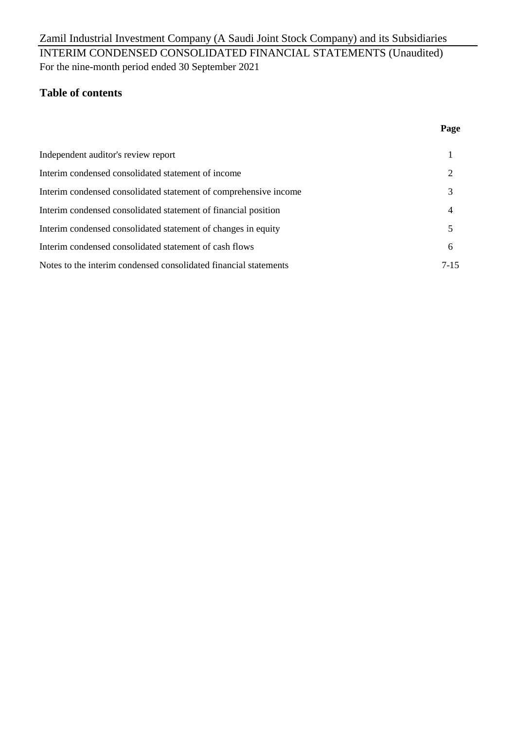Zamil Industrial Investment Company (A Saudi Joint Stock Company) and its Subsidiaries

INTERIM CONDENSED CONSOLIDATED FINANCIAL STATEMENTS (Unaudited)

For the nine-month period ended 30 September 2021

## Table of contents

| | Page |
|---|---|
| Independent auditor's review report | 1 |
| Interim condensed consolidated statement of income | 2 |
| Interim condensed consolidated statement of comprehensive income | 3 |
| Interim condensed consolidated statement of financial position | 4 |
| Interim condensed consolidated statement of changes in equity | 5 |
| Interim condensed consolidated statement of cash flows | 6 |
| Notes to the interim condensed consolidated financial statements | 7-15 |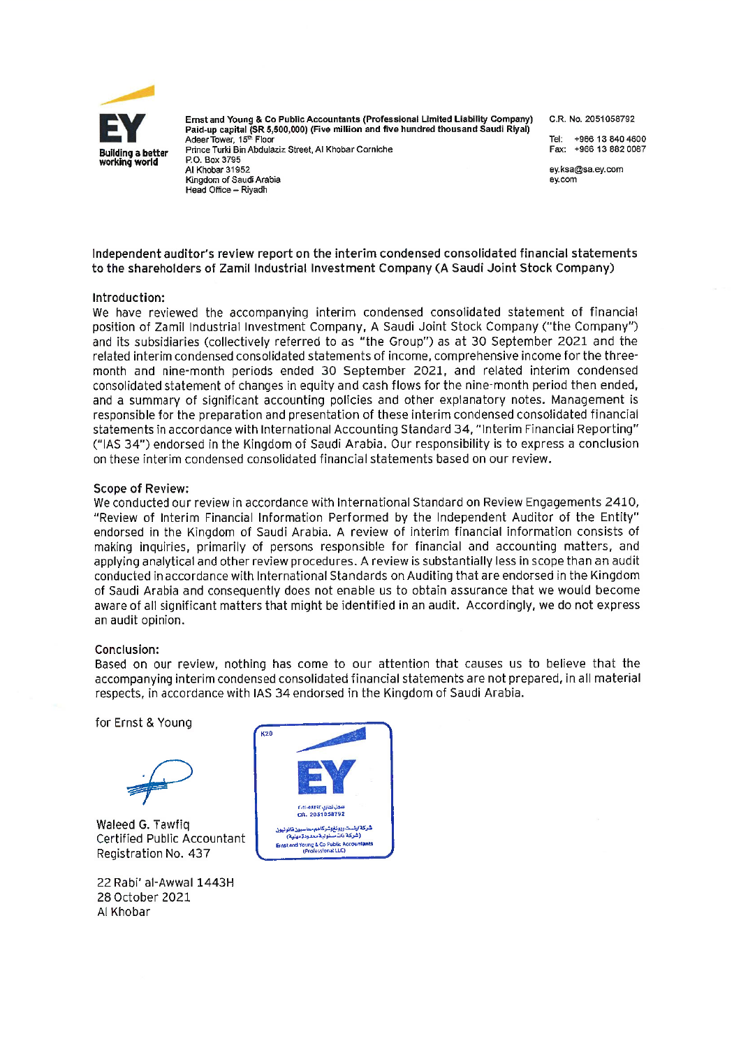Ernst and Young & Co Public Accountants (Professional Limited Liability Company)
Paid-up capital (SR 5,500,000) (Five million and five hundred thousand Saudi Riyal)
Adeer Tower, 15th Floor
Prince Turki Bin Abdulaziz Street, Al Khobar Corniche
P.O. Box 3795
Al Khobar 31952
Kingdom of Saudi Arabia
Head Office – Riyadh

C.R. No. 2051058792

Tel: +966 13 840 4600
Fax: +966 13 882 0087

ey.ksa@sa.ey.com
ey.com

## Independent auditor's review report on the interim condensed consolidated financial statements to the shareholders of Zamil Industrial Investment Company (A Saudi Joint Stock Company)

### Introduction:

We have reviewed the accompanying interim condensed consolidated statement of financial position of Zamil Industrial Investment Company, A Saudi Joint Stock Company ("the Company") and its subsidiaries (collectively referred to as "the Group") as at 30 September 2021 and the related interim condensed consolidated statements of income, comprehensive income for the three-month and nine-month periods ended 30 September 2021, and related interim condensed consolidated statement of changes in equity and cash flows for the nine-month period then ended, and a summary of significant accounting policies and other explanatory notes. Management is responsible for the preparation and presentation of these interim condensed consolidated financial statements in accordance with International Accounting Standard 34, "Interim Financial Reporting" ("IAS 34") endorsed in the Kingdom of Saudi Arabia. Our responsibility is to express a conclusion on these interim condensed consolidated financial statements based on our review.

### Scope of Review:

We conducted our review in accordance with International Standard on Review Engagements 2410, "Review of Interim Financial Information Performed by the Independent Auditor of the Entity" endorsed in the Kingdom of Saudi Arabia. A review of interim financial information consists of making inquiries, primarily of persons responsible for financial and accounting matters, and applying analytical and other review procedures. A review is substantially less in scope than an audit conducted in accordance with International Standards on Auditing that are endorsed in the Kingdom of Saudi Arabia and consequently does not enable us to obtain assurance that we would become aware of all significant matters that might be identified in an audit. Accordingly, we do not express an audit opinion.

### Conclusion:

Based on our review, nothing has come to our attention that causes us to believe that the accompanying interim condensed consolidated financial statements are not prepared, in all material respects, in accordance with IAS 34 endorsed in the Kingdom of Saudi Arabia.

for Ernst & Young

Waleed G. Tawfiq
Certified Public Accountant
Registration No. 437

22 Rabi' al-Awwal 1443H
28 October 2021
Al Khobar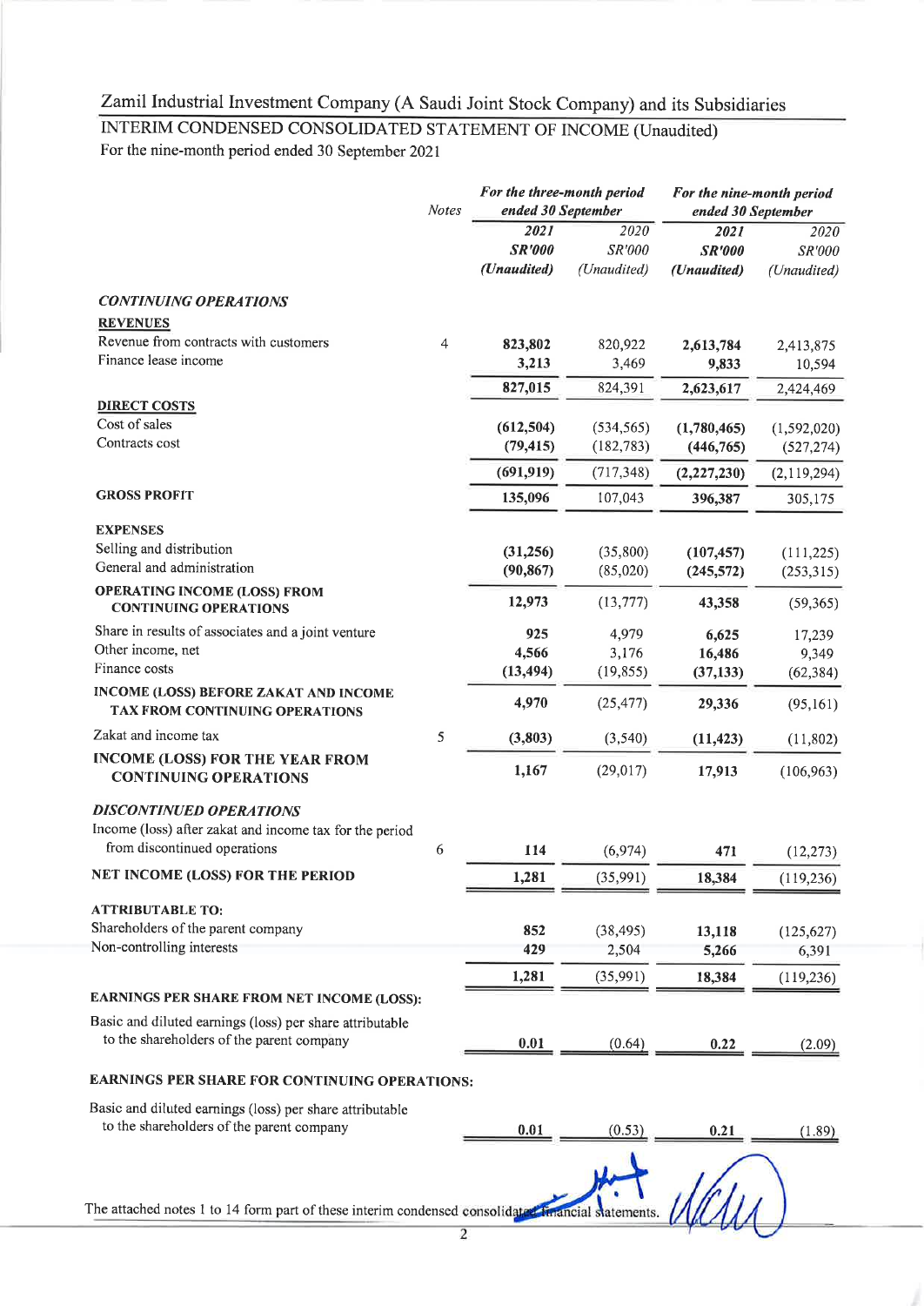Zamil Industrial Investment Company (A Saudi Joint Stock Company) and its Subsidiaries

## INTERIM CONDENSED CONSOLIDATED STATEMENT OF INCOME (Unaudited)

For the nine-month period ended 30 September 2021

| | Notes | *For the three-month period ended 30 September* | | *For the nine-month period ended 30 September* | |
|---|---|---|---|---|---|
| | | ***2021*** | *2020* | ***2021*** | *2020* |
| | | ***SR'000*** | *SR'000* | ***SR'000*** | *SR'000* |
| | | ***(Unaudited)*** | *(Unaudited)* | ***(Unaudited)*** | *(Unaudited)* |
| ***CONTINUING OPERATIONS*** | | | | | |
| **REVENUES** | | | | | |
| Revenue from contracts with customers | 4 | **823,802** | 820,922 | **2,613,784** | 2,413,875 |
| Finance lease income | | **3,213** | 3,469 | **9,833** | 10,594 |
| | | **827,015** | 824,391 | **2,623,617** | 2,424,469 |
| **DIRECT COSTS** | | | | | |
| Cost of sales | | **(612,504)** | (534,565) | **(1,780,465)** | (1,592,020) |
| Contracts cost | | **(79,415)** | (182,783) | **(446,765)** | (527,274) |
| | | **(691,919)** | (717,348) | **(2,227,230)** | (2,119,294) |
| **GROSS PROFIT** | | **135,096** | 107,043 | **396,387** | 305,175 |
| **EXPENSES** | | | | | |
| Selling and distribution | | **(31,256)** | (35,800) | **(107,457)** | (111,225) |
| General and administration | | **(90,867)** | (85,020) | **(245,572)** | (253,315) |
| **OPERATING INCOME (LOSS) FROM CONTINUING OPERATIONS** | | **12,973** | (13,777) | **43,358** | (59,365) |
| Share in results of associates and a joint venture | | **925** | 4,979 | **6,625** | 17,239 |
| Other income, net | | **4,566** | 3,176 | **16,486** | 9,349 |
| Finance costs | | **(13,494)** | (19,855) | **(37,133)** | (62,384) |
| **INCOME (LOSS) BEFORE ZAKAT AND INCOME TAX FROM CONTINUING OPERATIONS** | | **4,970** | (25,477) | **29,336** | (95,161) |
| Zakat and income tax | 5 | **(3,803)** | (3,540) | **(11,423)** | (11,802) |
| **INCOME (LOSS) FOR THE YEAR FROM CONTINUING OPERATIONS** | | **1,167** | (29,017) | **17,913** | (106,963) |
| ***DISCONTINUED OPERATIONS*** | | | | | |
| Income (loss) after zakat and income tax for the period from discontinued operations | 6 | **114** | (6,974) | **471** | (12,273) |
| **NET INCOME (LOSS) FOR THE PERIOD** | | **1,281** | (35,991) | **18,384** | (119,236) |
| **ATTRIBUTABLE TO:** | | | | | |
| Shareholders of the parent company | | **852** | (38,495) | **13,118** | (125,627) |
| Non-controlling interests | | **429** | 2,504 | **5,266** | 6,391 |
| | | **1,281** | (35,991) | **18,384** | (119,236) |
| **EARNINGS PER SHARE FROM NET INCOME (LOSS):** | | | | | |
| Basic and diluted earnings (loss) per share attributable to the shareholders of the parent company | | **0.01** | (0.64) | **0.22** | (2.09) |
| **EARNINGS PER SHARE FOR CONTINUING OPERATIONS:** | | | | | |
| Basic and diluted earnings (loss) per share attributable to the shareholders of the parent company | | **0.01** | (0.53) | **0.21** | (1.89) |

The attached notes 1 to 14 form part of these interim condensed consolidated financial statements.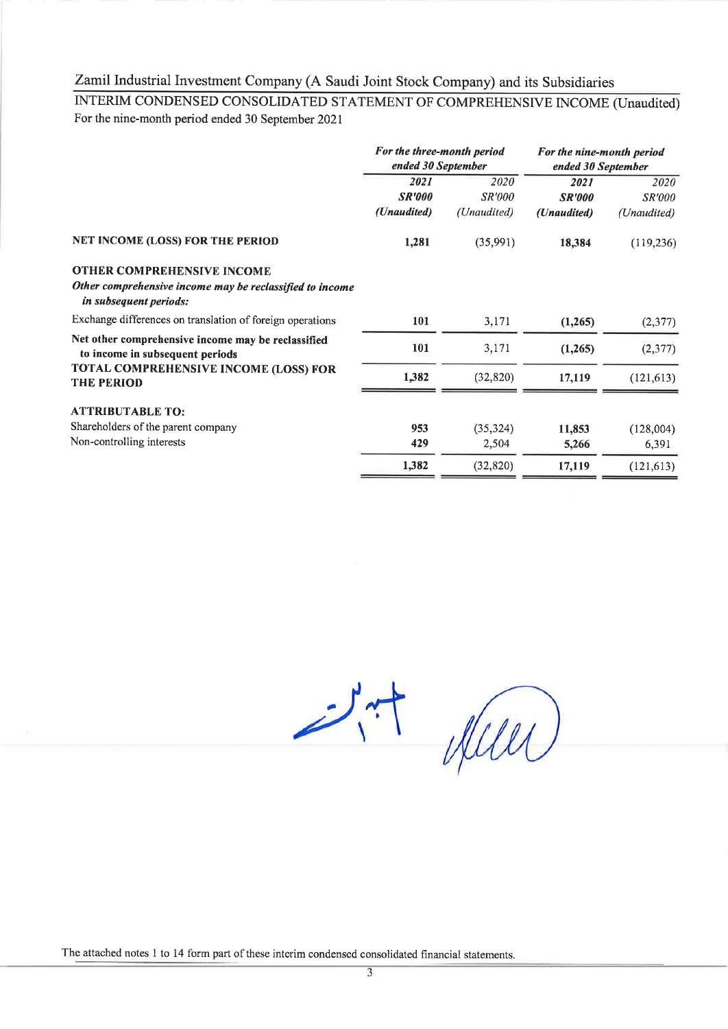Zamil Industrial Investment Company (A Saudi Joint Stock Company) and its Subsidiaries

## INTERIM CONDENSED CONSOLIDATED STATEMENT OF COMPREHENSIVE INCOME (Unaudited)

For the nine-month period ended 30 September 2021

| | ***For the three-month period ended 30 September*** | | ***For the nine-month period ended 30 September*** | |
|---|---|---|---|---|
| | ***2021*** | *2020* | ***2021*** | *2020* |
| | ***SR'000*** | *SR'000* | ***SR'000*** | *SR'000* |
| | ***(Unaudited)*** | *(Unaudited)* | ***(Unaudited)*** | *(Unaudited)* |
| **NET INCOME (LOSS) FOR THE PERIOD** | **1,281** | (35,991) | **18,384** | (119,236) |
| **OTHER COMPREHENSIVE INCOME** | | | | |
| ***Other comprehensive income may be reclassified to income in subsequent periods:*** | | | | |
| Exchange differences on translation of foreign operations | **101** | 3,171 | **(1,265)** | (2,377) |
| **Net other comprehensive income may be reclassified to income in subsequent periods** | **101** | 3,171 | **(1,265)** | (2,377) |
| **TOTAL COMPREHENSIVE INCOME (LOSS) FOR THE PERIOD** | **1,382** | (32,820) | **17,119** | (121,613) |
| **ATTRIBUTABLE TO:** | | | | |
| Shareholders of the parent company | **953** | (35,324) | **11,853** | (128,004) |
| Non-controlling interests | **429** | 2,504 | **5,266** | 6,391 |
| | **1,382** | (32,820) | **17,119** | (121,613) |

The attached notes 1 to 14 form part of these interim condensed consolidated financial statements.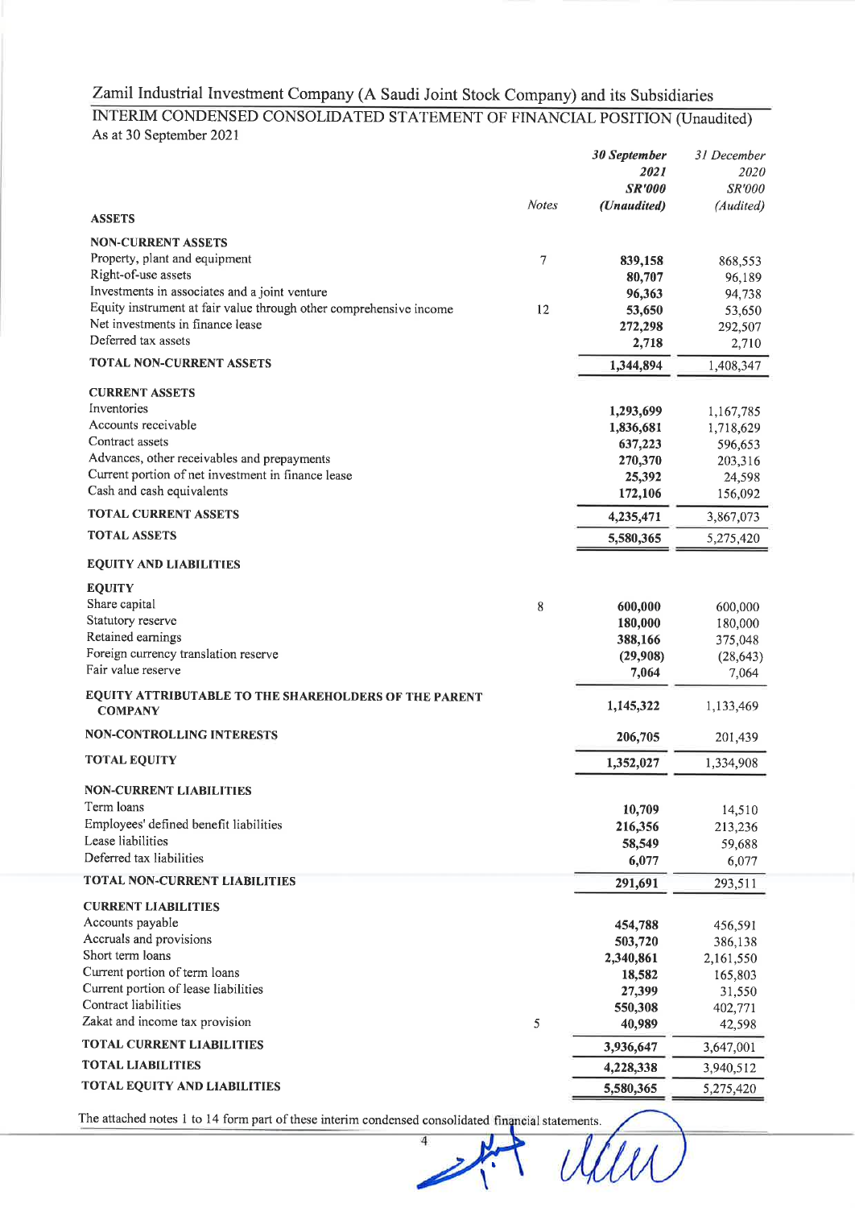# Zamil Industrial Investment Company (A Saudi Joint Stock Company) and its Subsidiaries

## INTERIM CONDENSED CONSOLIDATED STATEMENT OF FINANCIAL POSITION (Unaudited)

As at 30 September 2021

| | Notes | *30 September 2021 SR'000 (Unaudited)* | *31 December 2020 SR'000 (Audited)* |
|---|---|---|---|
| **ASSETS** | | | |
| **NON-CURRENT ASSETS** | | | |
| Property, plant and equipment | 7 | **839,158** | 868,553 |
| Right-of-use assets | | **80,707** | 96,189 |
| Investments in associates and a joint venture | | **96,363** | 94,738 |
| Equity instrument at fair value through other comprehensive income | 12 | **53,650** | 53,650 |
| Net investments in finance lease | | **272,298** | 292,507 |
| Deferred tax assets | | **2,718** | 2,710 |
| **TOTAL NON-CURRENT ASSETS** | | **1,344,894** | 1,408,347 |
| **CURRENT ASSETS** | | | |
| Inventories | | **1,293,699** | 1,167,785 |
| Accounts receivable | | **1,836,681** | 1,718,629 |
| Contract assets | | **637,223** | 596,653 |
| Advances, other receivables and prepayments | | **270,370** | 203,316 |
| Current portion of net investment in finance lease | | **25,392** | 24,598 |
| Cash and cash equivalents | | **172,106** | 156,092 |
| **TOTAL CURRENT ASSETS** | | **4,235,471** | 3,867,073 |
| **TOTAL ASSETS** | | **5,580,365** | 5,275,420 |
| **EQUITY AND LIABILITIES** | | | |
| **EQUITY** | | | |
| Share capital | 8 | **600,000** | 600,000 |
| Statutory reserve | | **180,000** | 180,000 |
| Retained earnings | | **388,166** | 375,048 |
| Foreign currency translation reserve | | **(29,908)** | (28,643) |
| Fair value reserve | | **7,064** | 7,064 |
| **EQUITY ATTRIBUTABLE TO THE SHAREHOLDERS OF THE PARENT COMPANY** | | **1,145,322** | 1,133,469 |
| **NON-CONTROLLING INTERESTS** | | **206,705** | 201,439 |
| **TOTAL EQUITY** | | **1,352,027** | 1,334,908 |
| **NON-CURRENT LIABILITIES** | | | |
| Term loans | | **10,709** | 14,510 |
| Employees' defined benefit liabilities | | **216,356** | 213,236 |
| Lease liabilities | | **58,549** | 59,688 |
| Deferred tax liabilities | | **6,077** | 6,077 |
| **TOTAL NON-CURRENT LIABILITIES** | | **291,691** | 293,511 |
| **CURRENT LIABILITIES** | | | |
| Accounts payable | | **454,788** | 456,591 |
| Accruals and provisions | | **503,720** | 386,138 |
| Short term loans | | **2,340,861** | 2,161,550 |
| Current portion of term loans | | **18,582** | 165,803 |
| Current portion of lease liabilities | | **27,399** | 31,550 |
| Contract liabilities | | **550,308** | 402,771 |
| Zakat and income tax provision | 5 | **40,989** | 42,598 |
| **TOTAL CURRENT LIABILITIES** | | **3,936,647** | 3,647,001 |
| **TOTAL LIABILITIES** | | **4,228,338** | 3,940,512 |
| **TOTAL EQUITY AND LIABILITIES** | | **5,580,365** | 5,275,420 |

The attached notes 1 to 14 form part of these interim condensed consolidated financial statements.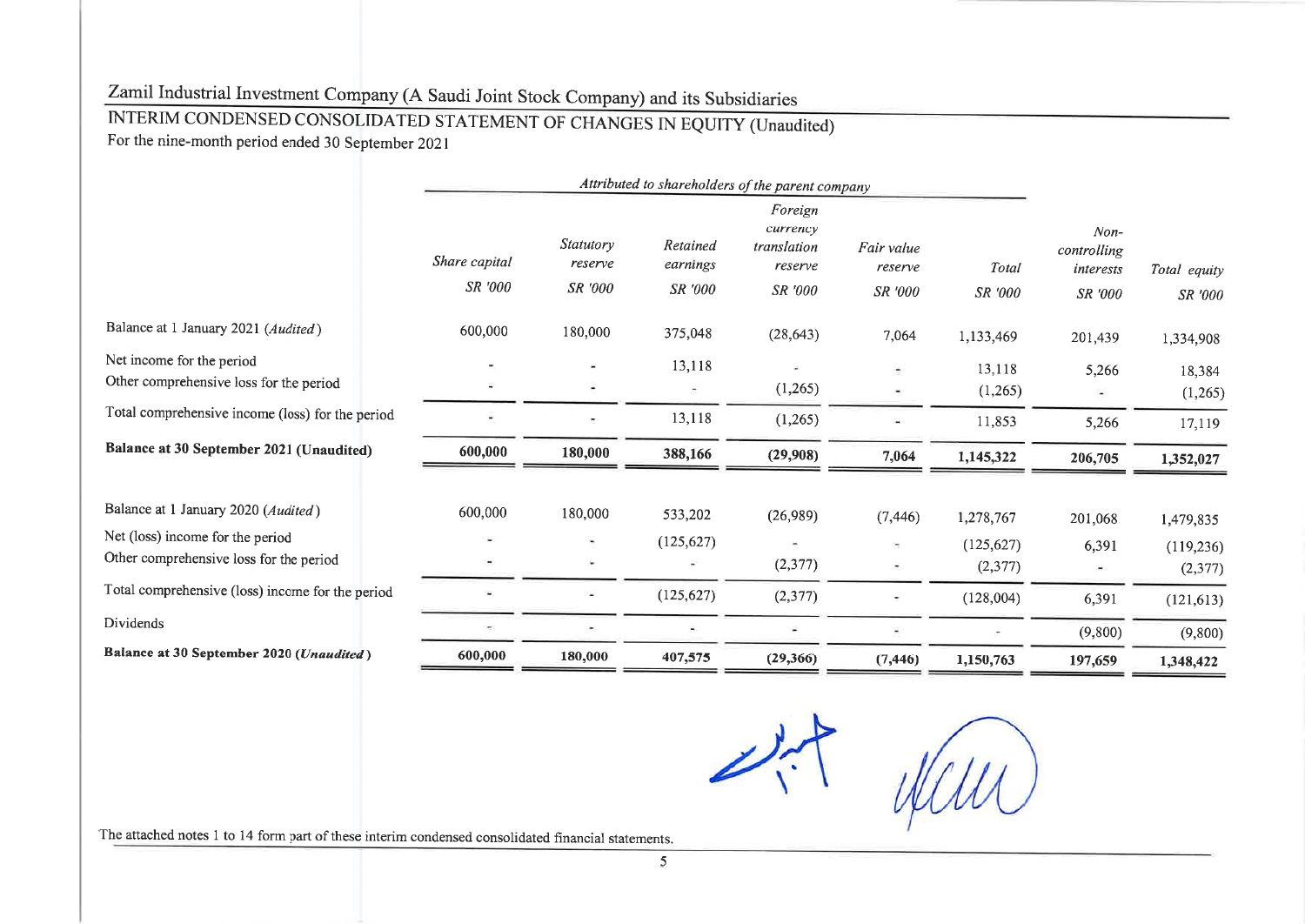# Zamil Industrial Investment Company (A Saudi Joint Stock Company) and its Subsidiaries

## INTERIM CONDENSED CONSOLIDATED STATEMENT OF CHANGES IN EQUITY (Unaudited)

For the nine-month period ended 30 September 2021

| | *Attributed to shareholders of the parent company* | | | | | | | |
|---|---|---|---|---|---|---|---|---|
| | *Share capital* *SR '000* | *Statutory reserve* *SR '000* | *Retained earnings* *SR '000* | *Foreign currency translation reserve* *SR '000* | *Fair value reserve* *SR '000* | *Total* *SR '000* | *Non-controlling interests* *SR '000* | *Total equity* *SR '000* |
| Balance at 1 January 2021 (*Audited*) | 600,000 | 180,000 | 375,048 | (28,643) | 7,064 | 1,133,469 | 201,439 | 1,334,908 |
| Net income for the period | - | - | 13,118 | - | - | 13,118 | 5,266 | 18,384 |
| Other comprehensive loss for the period | - | - | - | (1,265) | - | (1,265) | - | (1,265) |
| Total comprehensive income (loss) for the period | - | - | 13,118 | (1,265) | - | 11,853 | 5,266 | 17,119 |
| **Balance at 30 September 2021 (Unaudited)** | **600,000** | **180,000** | **388,166** | **(29,908)** | **7,064** | **1,145,322** | **206,705** | **1,352,027** |
| | | | | | | | | |
| Balance at 1 January 2020 (*Audited*) | 600,000 | 180,000 | 533,202 | (26,989) | (7,446) | 1,278,767 | 201,068 | 1,479,835 |
| Net (loss) income for the period | - | - | (125,627) | - | - | (125,627) | 6,391 | (119,236) |
| Other comprehensive loss for the period | - | - | - | (2,377) | - | (2,377) | - | (2,377) |
| Total comprehensive (loss) income for the period | - | - | (125,627) | (2,377) | - | (128,004) | 6,391 | (121,613) |
| Dividends | - | - | - | - | - | - | (9,800) | (9,800) |
| **Balance at 30 September 2020 (*Unaudited*)** | **600,000** | **180,000** | **407,575** | **(29,366)** | **(7,446)** | **1,150,763** | **197,659** | **1,348,422** |

The attached notes 1 to 14 form part of these interim condensed consolidated financial statements.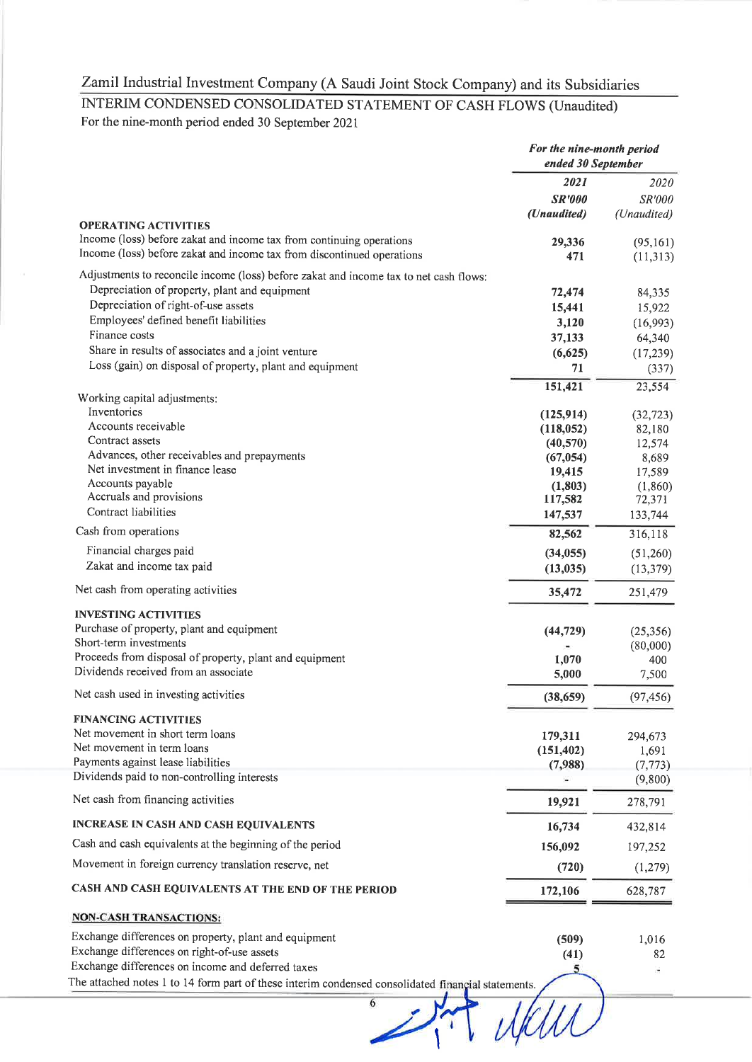# Zamil Industrial Investment Company (A Saudi Joint Stock Company) and its Subsidiaries

## INTERIM CONDENSED CONSOLIDATED STATEMENT OF CASH FLOWS (Unaudited)

For the nine-month period ended 30 September 2021

| | *For the nine-month period ended 30 September* | |
|---|---|---|
| | ***2021*** | *2020* |
| | ***SR'000*** | *SR'000* |
| | ***(Unaudited)*** | *(Unaudited)* |
| **OPERATING ACTIVITIES** | | |
| Income (loss) before zakat and income tax from continuing operations | **29,336** | (95,161) |
| Income (loss) before zakat and income tax from discontinued operations | **471** | (11,313) |
| Adjustments to reconcile income (loss) before zakat and income tax to net cash flows: | | |
| Depreciation of property, plant and equipment | **72,474** | 84,335 |
| Depreciation of right-of-use assets | **15,441** | 15,922 |
| Employees' defined benefit liabilities | **3,120** | (16,993) |
| Finance costs | **37,133** | 64,340 |
| Share in results of associates and a joint venture | **(6,625)** | (17,239) |
| Loss (gain) on disposal of property, plant and equipment | **71** | (337) |
| | **151,421** | 23,554 |
| Working capital adjustments: | | |
| Inventories | **(125,914)** | (32,723) |
| Accounts receivable | **(118,052)** | 82,180 |
| Contract assets | **(40,570)** | 12,574 |
| Advances, other receivables and prepayments | **(67,054)** | 8,689 |
| Net investment in finance lease | **19,415** | 17,589 |
| Accounts payable | **(1,803)** | (1,860) |
| Accruals and provisions | **117,582** | 72,371 |
| Contract liabilities | **147,537** | 133,744 |
| Cash from operations | **82,562** | 316,118 |
| Financial charges paid | **(34,055)** | (51,260) |
| Zakat and income tax paid | **(13,035)** | (13,379) |
| Net cash from operating activities | **35,472** | 251,479 |
| **INVESTING ACTIVITIES** | | |
| Purchase of property, plant and equipment | **(44,729)** | (25,356) |
| Short-term investments | **-** | (80,000) |
| Proceeds from disposal of property, plant and equipment | **1,070** | 400 |
| Dividends received from an associate | **5,000** | 7,500 |
| Net cash used in investing activities | **(38,659)** | (97,456) |
| **FINANCING ACTIVITIES** | | |
| Net movement in short term loans | **179,311** | 294,673 |
| Net movement in term loans | **(151,402)** | 1,691 |
| Payments against lease liabilities | **(7,988)** | (7,773) |
| Dividends paid to non-controlling interests | **-** | (9,800) |
| Net cash from financing activities | **19,921** | 278,791 |
| **INCREASE IN CASH AND CASH EQUIVALENTS** | **16,734** | 432,814 |
| Cash and cash equivalents at the beginning of the period | **156,092** | 197,252 |
| Movement in foreign currency translation reserve, net | **(720)** | (1,279) |
| **CASH AND CASH EQUIVALENTS AT THE END OF THE PERIOD** | **172,106** | 628,787 |
| **NON-CASH TRANSACTIONS:** | | |
| Exchange differences on property, plant and equipment | **(509)** | 1,016 |
| Exchange differences on right-of-use assets | **(41)** | 82 |
| Exchange differences on income and deferred taxes | **5** | - |

The attached notes 1 to 14 form part of these interim condensed consolidated financial statements.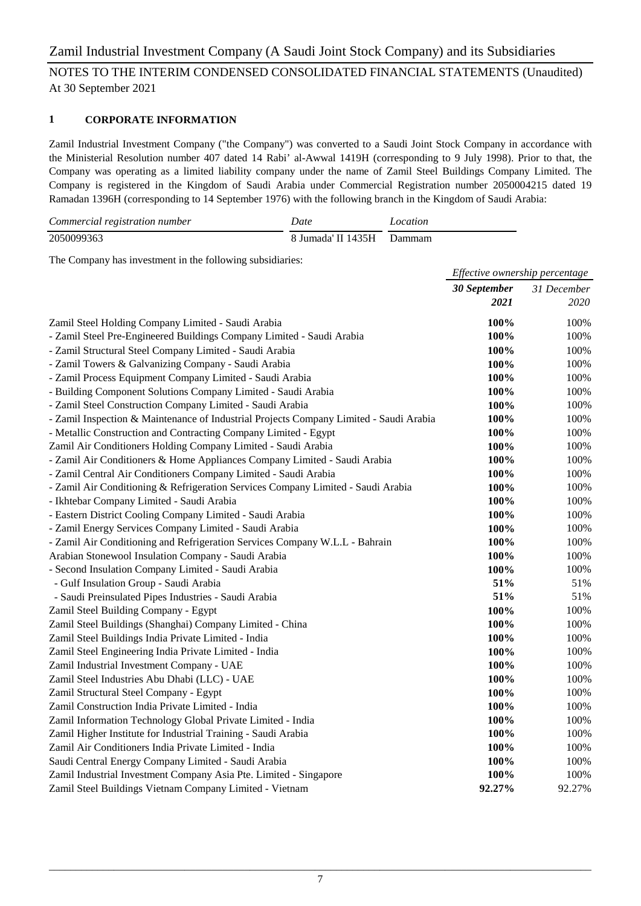# NOTES TO THE INTERIM CONDENSED CONSOLIDATED FINANCIAL STATEMENTS (Unaudited)

At 30 September 2021

## 1 CORPORATE INFORMATION

Zamil Industrial Investment Company ("the Company") was converted to a Saudi Joint Stock Company in accordance with the Ministerial Resolution number 407 dated 14 Rabi' al-Awwal 1419H (corresponding to 9 July 1998). Prior to that, the Company was operating as a limited liability company under the name of Zamil Steel Buildings Company Limited. The Company is registered in the Kingdom of Saudi Arabia under Commercial Registration number 2050004215 dated 19 Ramadan 1396H (corresponding to 14 September 1976) with the following branch in the Kingdom of Saudi Arabia:

| *Commercial registration number* | *Date* | *Location* |
|---|---|---|
| 2050099363 | 8 Jumada' II 1435H | Dammam |

The Company has investment in the following subsidiaries:

| | *Effective ownership percentage* | |
|---|---|---|
| | ***30 September 2021*** | *31 December 2020* |
| Zamil Steel Holding Company Limited - Saudi Arabia | **100%** | 100% |
| - Zamil Steel Pre-Engineered Buildings Company Limited - Saudi Arabia | **100%** | 100% |
| - Zamil Structural Steel Company Limited - Saudi Arabia | **100%** | 100% |
| - Zamil Towers & Galvanizing Company - Saudi Arabia | **100%** | 100% |
| - Zamil Process Equipment Company Limited - Saudi Arabia | **100%** | 100% |
| - Building Component Solutions Company Limited - Saudi Arabia | **100%** | 100% |
| - Zamil Steel Construction Company Limited - Saudi Arabia | **100%** | 100% |
| - Zamil Inspection & Maintenance of Industrial Projects Company Limited - Saudi Arabia | **100%** | 100% |
| - Metallic Construction and Contracting Company Limited - Egypt | **100%** | 100% |
| Zamil Air Conditioners Holding Company Limited - Saudi Arabia | **100%** | 100% |
| - Zamil Air Conditioners & Home Appliances Company Limited - Saudi Arabia | **100%** | 100% |
| - Zamil Central Air Conditioners Company Limited - Saudi Arabia | **100%** | 100% |
| - Zamil Air Conditioning & Refrigeration Services Company Limited - Saudi Arabia | **100%** | 100% |
| - Ikhtebar Company Limited - Saudi Arabia | **100%** | 100% |
| - Eastern District Cooling Company Limited - Saudi Arabia | **100%** | 100% |
| - Zamil Energy Services Company Limited - Saudi Arabia | **100%** | 100% |
| - Zamil Air Conditioning and Refrigeration Services Company W.L.L - Bahrain | **100%** | 100% |
| Arabian Stonewool Insulation Company - Saudi Arabia | **100%** | 100% |
| - Second Insulation Company Limited - Saudi Arabia | **100%** | 100% |
| - Gulf Insulation Group - Saudi Arabia | **51%** | 51% |
| - Saudi Preinsulated Pipes Industries - Saudi Arabia | **51%** | 51% |
| Zamil Steel Building Company - Egypt | **100%** | 100% |
| Zamil Steel Buildings (Shanghai) Company Limited - China | **100%** | 100% |
| Zamil Steel Buildings India Private Limited - India | **100%** | 100% |
| Zamil Steel Engineering India Private Limited - India | **100%** | 100% |
| Zamil Industrial Investment Company - UAE | **100%** | 100% |
| Zamil Steel Industries Abu Dhabi (LLC) - UAE | **100%** | 100% |
| Zamil Structural Steel Company - Egypt | **100%** | 100% |
| Zamil Construction India Private Limited - India | **100%** | 100% |
| Zamil Information Technology Global Private Limited - India | **100%** | 100% |
| Zamil Higher Institute for Industrial Training - Saudi Arabia | **100%** | 100% |
| Zamil Air Conditioners India Private Limited - India | **100%** | 100% |
| Saudi Central Energy Company Limited - Saudi Arabia | **100%** | 100% |
| Zamil Industrial Investment Company Asia Pte. Limited - Singapore | **100%** | 100% |
| Zamil Steel Buildings Vietnam Company Limited - Vietnam | **92.27%** | 92.27% |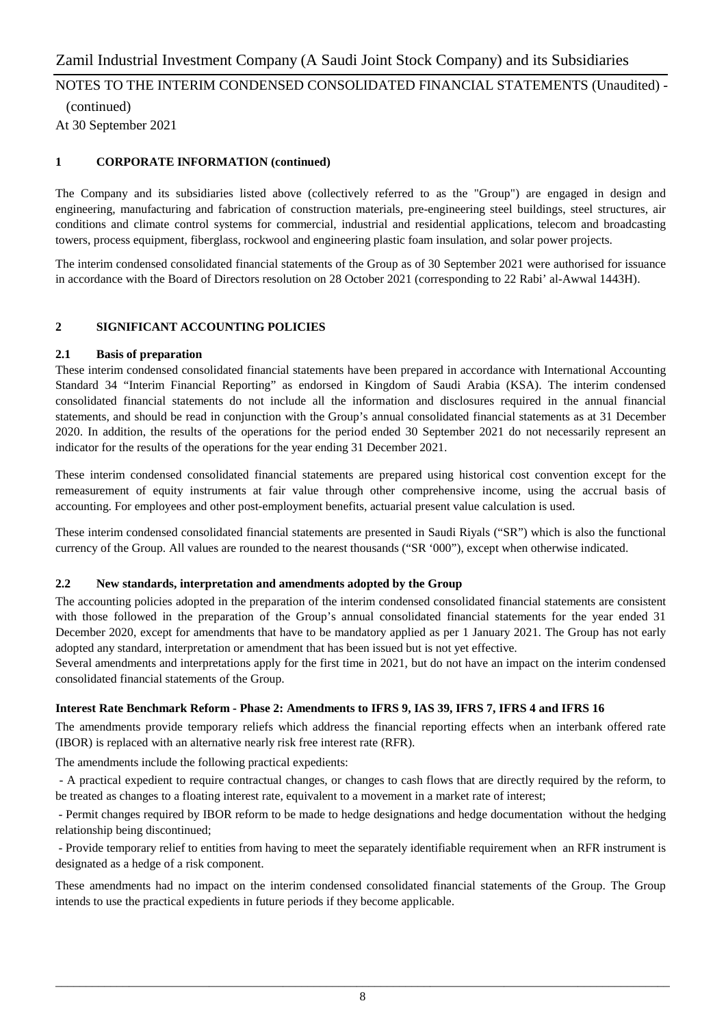## 1 CORPORATE INFORMATION (continued)

The Company and its subsidiaries listed above (collectively referred to as the "Group") are engaged in design and engineering, manufacturing and fabrication of construction materials, pre-engineering steel buildings, steel structures, air conditions and climate control systems for commercial, industrial and residential applications, telecom and broadcasting towers, process equipment, fiberglass, rockwool and engineering plastic foam insulation, and solar power projects.

The interim condensed consolidated financial statements of the Group as of 30 September 2021 were authorised for issuance in accordance with the Board of Directors resolution on 28 October 2021 (corresponding to 22 Rabi' al-Awwal 1443H).

## 2 SIGNIFICANT ACCOUNTING POLICIES

### 2.1 Basis of preparation

These interim condensed consolidated financial statements have been prepared in accordance with International Accounting Standard 34 "Interim Financial Reporting" as endorsed in Kingdom of Saudi Arabia (KSA). The interim condensed consolidated financial statements do not include all the information and disclosures required in the annual financial statements, and should be read in conjunction with the Group's annual consolidated financial statements as at 31 December 2020. In addition, the results of the operations for the period ended 30 September 2021 do not necessarily represent an indicator for the results of the operations for the year ending 31 December 2021.

These interim condensed consolidated financial statements are prepared using historical cost convention except for the remeasurement of equity instruments at fair value through other comprehensive income, using the accrual basis of accounting. For employees and other post-employment benefits, actuarial present value calculation is used.

These interim condensed consolidated financial statements are presented in Saudi Riyals ("SR") which is also the functional currency of the Group. All values are rounded to the nearest thousands ("SR '000"), except when otherwise indicated.

### 2.2 New standards, interpretation and amendments adopted by the Group

The accounting policies adopted in the preparation of the interim condensed consolidated financial statements are consistent with those followed in the preparation of the Group's annual consolidated financial statements for the year ended 31 December 2020, except for amendments that have to be mandatory applied as per 1 January 2021. The Group has not early adopted any standard, interpretation or amendment that has been issued but is not yet effective.

Several amendments and interpretations apply for the first time in 2021, but do not have an impact on the interim condensed consolidated financial statements of the Group.

**Interest Rate Benchmark Reform - Phase 2: Amendments to IFRS 9, IAS 39, IFRS 7, IFRS 4 and IFRS 16**

The amendments provide temporary reliefs which address the financial reporting effects when an interbank offered rate (IBOR) is replaced with an alternative nearly risk free interest rate (RFR).

The amendments include the following practical expedients:

- A practical expedient to require contractual changes, or changes to cash flows that are directly required by the reform, to be treated as changes to a floating interest rate, equivalent to a movement in a market rate of interest;
- Permit changes required by IBOR reform to be made to hedge designations and hedge documentation without the hedging relationship being discontinued;
- Provide temporary relief to entities from having to meet the separately identifiable requirement when an RFR instrument is designated as a hedge of a risk component.

These amendments had no impact on the interim condensed consolidated financial statements of the Group. The Group intends to use the practical expedients in future periods if they become applicable.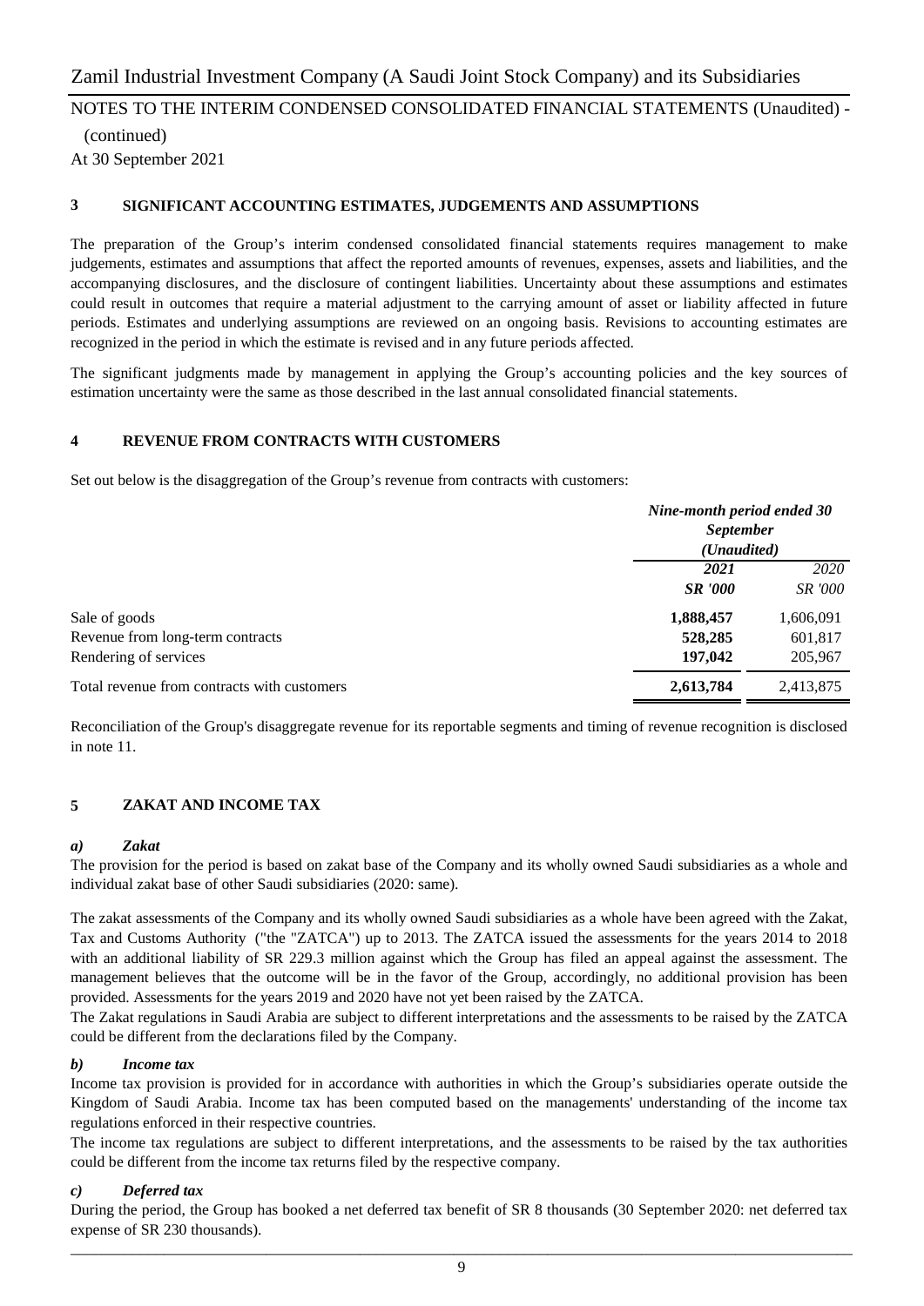## 3 SIGNIFICANT ACCOUNTING ESTIMATES, JUDGEMENTS AND ASSUMPTIONS

The preparation of the Group's interim condensed consolidated financial statements requires management to make judgements, estimates and assumptions that affect the reported amounts of revenues, expenses, assets and liabilities, and the accompanying disclosures, and the disclosure of contingent liabilities. Uncertainty about these assumptions and estimates could result in outcomes that require a material adjustment to the carrying amount of asset or liability affected in future periods. Estimates and underlying assumptions are reviewed on an ongoing basis. Revisions to accounting estimates are recognized in the period in which the estimate is revised and in any future periods affected.

The significant judgments made by management in applying the Group's accounting policies and the key sources of estimation uncertainty were the same as those described in the last annual consolidated financial statements.

## 4 REVENUE FROM CONTRACTS WITH CUSTOMERS

Set out below is the disaggregation of the Group's revenue from contracts with customers:

| | *Nine-month period ended 30 September (Unaudited)* | |
|---|---|---|
| | ***2021*** | *2020* |
| | ***SR '000*** | *SR '000* |
| Sale of goods | **1,888,457** | 1,606,091 |
| Revenue from long-term contracts | **528,285** | 601,817 |
| Rendering of services | **197,042** | 205,967 |
| Total revenue from contracts with customers | **2,613,784** | 2,413,875 |

Reconciliation of the Group's disaggregate revenue for its reportable segments and timing of revenue recognition is disclosed in note 11.

## 5 ZAKAT AND INCOME TAX

### *a) Zakat*

The provision for the period is based on zakat base of the Company and its wholly owned Saudi subsidiaries as a whole and individual zakat base of other Saudi subsidiaries (2020: same).

The zakat assessments of the Company and its wholly owned Saudi subsidiaries as a whole have been agreed with the Zakat, Tax and Customs Authority ("the "ZATCA") up to 2013. The ZATCA issued the assessments for the years 2014 to 2018 with an additional liability of SR 229.3 million against which the Group has filed an appeal against the assessment. The management believes that the outcome will be in the favor of the Group, accordingly, no additional provision has been provided. Assessments for the years 2019 and 2020 have not yet been raised by the ZATCA.

The Zakat regulations in Saudi Arabia are subject to different interpretations and the assessments to be raised by the ZATCA could be different from the declarations filed by the Company.

### *b) Income tax*

Income tax provision is provided for in accordance with authorities in which the Group's subsidiaries operate outside the Kingdom of Saudi Arabia. Income tax has been computed based on the managements' understanding of the income tax regulations enforced in their respective countries.

The income tax regulations are subject to different interpretations, and the assessments to be raised by the tax authorities could be different from the income tax returns filed by the respective company.

### *c) Deferred tax*

During the period, the Group has booked a net deferred tax benefit of SR 8 thousands (30 September 2020: net deferred tax expense of SR 230 thousands).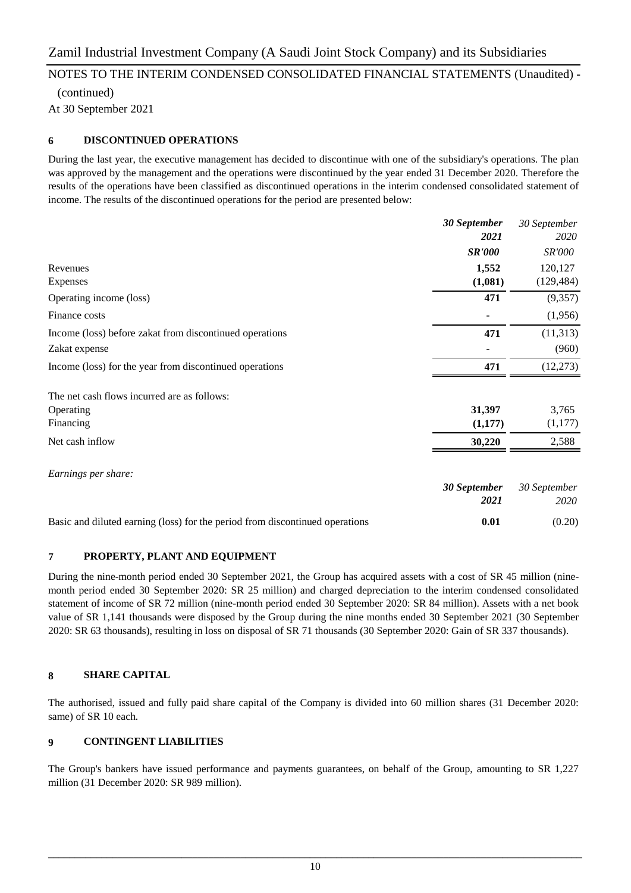## 6 DISCONTINUED OPERATIONS

During the last year, the executive management has decided to discontinue with one of the subsidiary's operations. The plan was approved by the management and the operations were discontinued by the year ended 31 December 2020. Therefore the results of the operations have been classified as discontinued operations in the interim condensed consolidated statement of income. The results of the discontinued operations for the period are presented below:

| | ***30 September 2021*** | *30 September 2020* |
|---|---|---|
| | ***SR'000*** | *SR'000* |
| Revenues | **1,552** | 120,127 |
| Expenses | **(1,081)** | (129,484) |
| Operating income (loss) | **471** | (9,357) |
| Finance costs | **-** | (1,956) |
| Income (loss) before zakat from discontinued operations | **471** | (11,313) |
| Zakat expense | **-** | (960) |
| Income (loss) for the year from discontinued operations | **471** | (12,273) |
| | | |
| The net cash flows incurred are as follows: | | |
| Operating | **31,397** | 3,765 |
| Financing | **(1,177)** | (1,177) |
| Net cash inflow | **30,220** | 2,588 |

*Earnings per share:*

| | ***30 September 2021*** | *30 September 2020* |
|---|---|---|
| Basic and diluted earning (loss) for the period from discontinued operations | **0.01** | (0.20) |

## 7 PROPERTY, PLANT AND EQUIPMENT

During the nine-month period ended 30 September 2021, the Group has acquired assets with a cost of SR 45 million (nine-month period ended 30 September 2020: SR 25 million) and charged depreciation to the interim condensed consolidated statement of income of SR 72 million (nine-month period ended 30 September 2020: SR 84 million). Assets with a net book value of SR 1,141 thousands were disposed by the Group during the nine months ended 30 September 2021 (30 September 2020: SR 63 thousands), resulting in loss on disposal of SR 71 thousands (30 September 2020: Gain of SR 337 thousands).

## 8 SHARE CAPITAL

The authorised, issued and fully paid share capital of the Company is divided into 60 million shares (31 December 2020: same) of SR 10 each.

## 9 CONTINGENT LIABILITIES

The Group's bankers have issued performance and payments guarantees, on behalf of the Group, amounting to SR 1,227 million (31 December 2020: SR 989 million).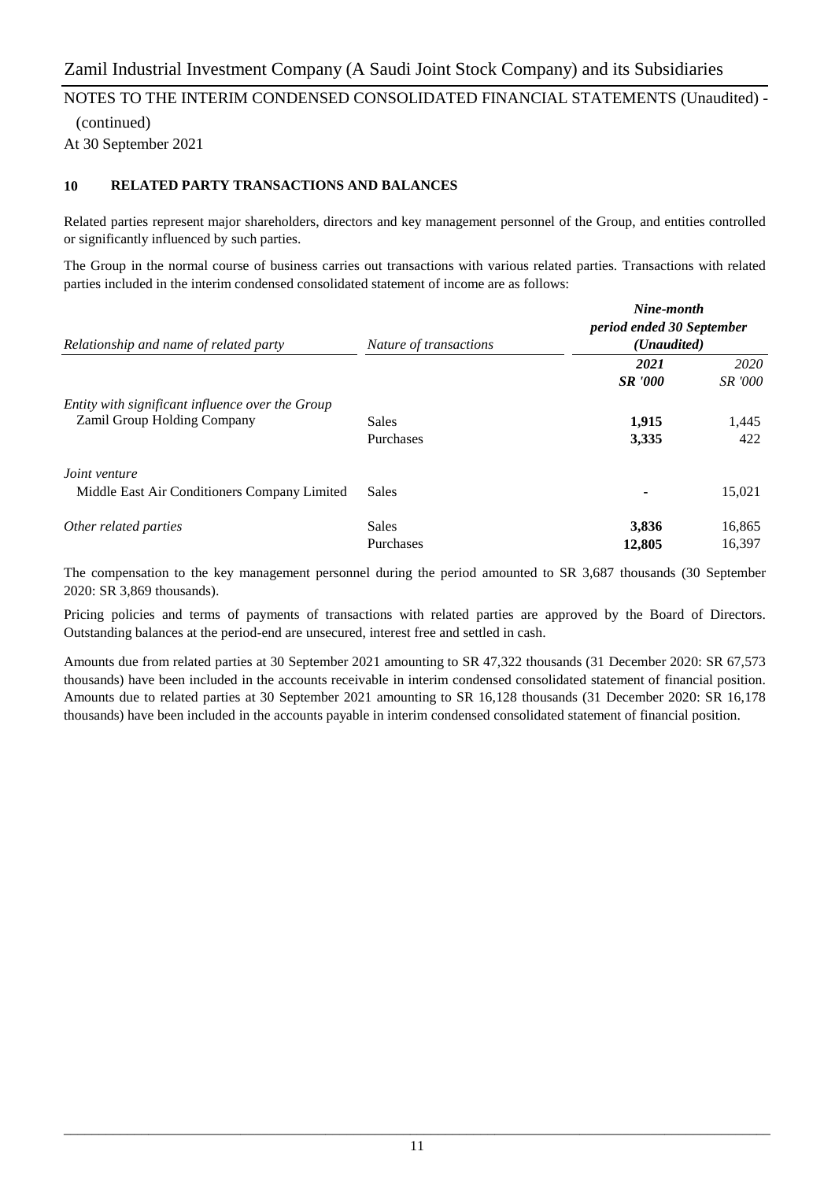## 10 RELATED PARTY TRANSACTIONS AND BALANCES

Related parties represent major shareholders, directors and key management personnel of the Group, and entities controlled or significantly influenced by such parties.

The Group in the normal course of business carries out transactions with various related parties. Transactions with related parties included in the interim condensed consolidated statement of income are as follows:

| *Relationship and name of related party* | *Nature of transactions* | ***Nine-month period ended 30 September (Unaudited)*** | |
|---|---|---|---|
| | | ***2021*** | *2020* |
| | | ***SR '000*** | *SR '000* |
| *Entity with significant influence over the Group* | | | |
| Zamil Group Holding Company | Sales | **1,915** | 1,445 |
| | Purchases | **3,335** | 422 |
| *Joint venture* | | | |
| Middle East Air Conditioners Company Limited | Sales | **-** | 15,021 |
| *Other related parties* | Sales | **3,836** | 16,865 |
| | Purchases | **12,805** | 16,397 |

The compensation to the key management personnel during the period amounted to SR 3,687 thousands (30 September 2020: SR 3,869 thousands).

Pricing policies and terms of payments of transactions with related parties are approved by the Board of Directors. Outstanding balances at the period-end are unsecured, interest free and settled in cash.

Amounts due from related parties at 30 September 2021 amounting to SR 47,322 thousands (31 December 2020: SR 67,573 thousands) have been included in the accounts receivable in interim condensed consolidated statement of financial position. Amounts due to related parties at 30 September 2021 amounting to SR 16,128 thousands (31 December 2020: SR 16,178 thousands) have been included in the accounts payable in interim condensed consolidated statement of financial position.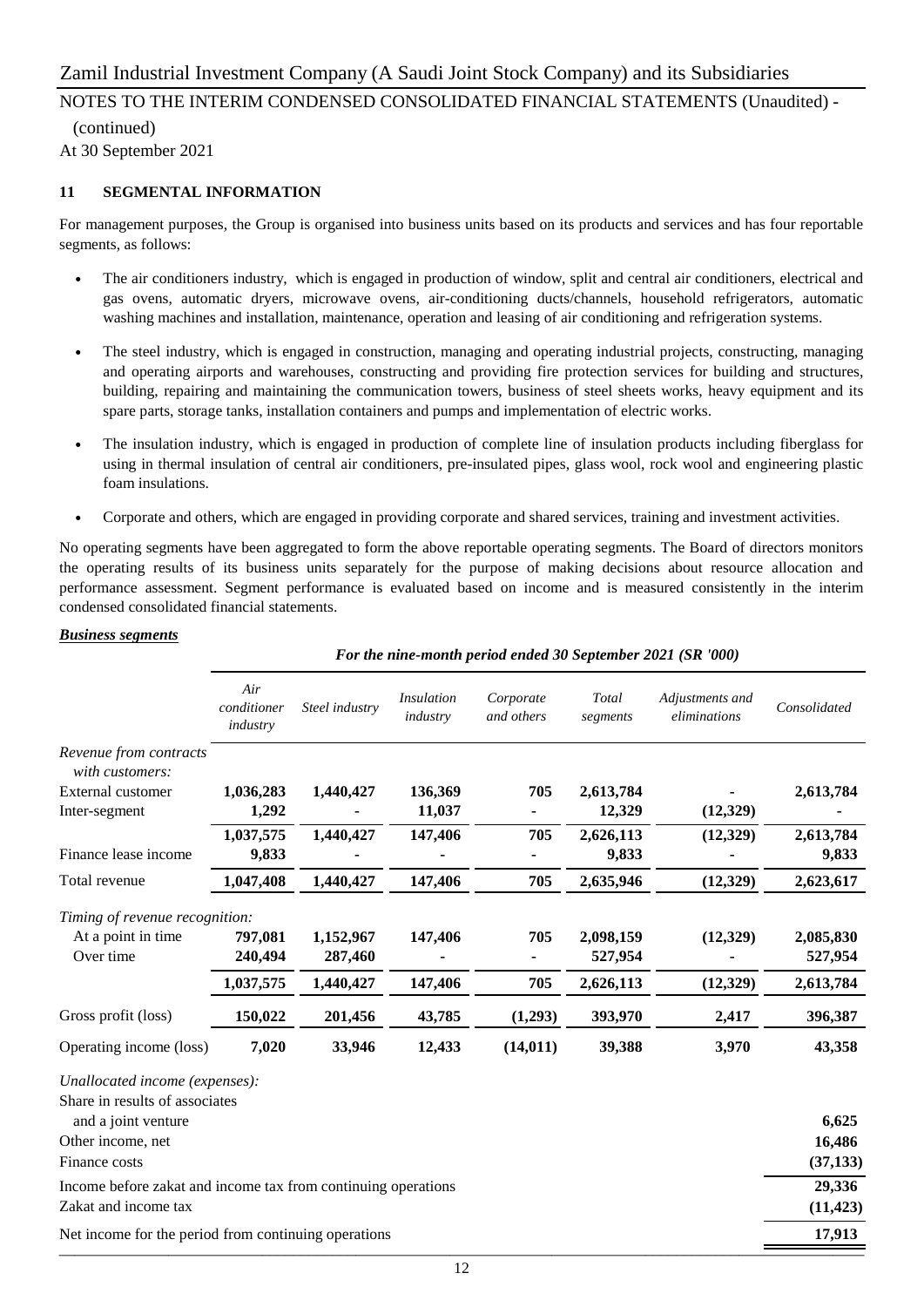Zamil Industrial Investment Company (A Saudi Joint Stock Company) and its Subsidiaries

NOTES TO THE INTERIM CONDENSED CONSOLIDATED FINANCIAL STATEMENTS (Unaudited) - (continued)

At 30 September 2021

## 11 SEGMENTAL INFORMATION

For management purposes, the Group is organised into business units based on its products and services and has four reportable segments, as follows:

- The air conditioners industry, which is engaged in production of window, split and central air conditioners, electrical and gas ovens, automatic dryers, microwave ovens, air-conditioning ducts/channels, household refrigerators, automatic washing machines and installation, maintenance, operation and leasing of air conditioning and refrigeration systems.
- The steel industry, which is engaged in construction, managing and operating industrial projects, constructing, managing and operating airports and warehouses, constructing and providing fire protection services for building and structures, building, repairing and maintaining the communication towers, business of steel sheets works, heavy equipment and its spare parts, storage tanks, installation containers and pumps and implementation of electric works.
- The insulation industry, which is engaged in production of complete line of insulation products including fiberglass for using in thermal insulation of central air conditioners, pre-insulated pipes, glass wool, rock wool and engineering plastic foam insulations.
- Corporate and others, which are engaged in providing corporate and shared services, training and investment activities.

No operating segments have been aggregated to form the above reportable operating segments. The Board of directors monitors the operating results of its business units separately for the purpose of making decisions about resource allocation and performance assessment. Segment performance is evaluated based on income and is measured consistently in the interim condensed consolidated financial statements.

***Business segments***

*For the nine-month period ended 30 September 2021 (SR '000)*

| | *Air conditioner industry* | *Steel industry* | *Insulation industry* | *Corporate and others* | *Total segments* | *Adjustments and eliminations* | *Consolidated* |
|---|---|---|---|---|---|---|---|
| *Revenue from contracts with customers:* | | | | | | | |
| External customer | **1,036,283** | **1,440,427** | **136,369** | **705** | **2,613,784** | **-** | **2,613,784** |
| Inter-segment | **1,292** | **-** | **11,037** | **-** | **12,329** | **(12,329)** | **-** |
| | **1,037,575** | **1,440,427** | **147,406** | **705** | **2,626,113** | **(12,329)** | **2,613,784** |
| Finance lease income | **9,833** | **-** | **-** | **-** | **9,833** | **-** | **9,833** |
| Total revenue | **1,047,408** | **1,440,427** | **147,406** | **705** | **2,635,946** | **(12,329)** | **2,623,617** |
| *Timing of revenue recognition:* | | | | | | | |
| At a point in time | **797,081** | **1,152,967** | **147,406** | **705** | **2,098,159** | **(12,329)** | **2,085,830** |
| Over time | **240,494** | **287,460** | **-** | **-** | **527,954** | **-** | **527,954** |
| | **1,037,575** | **1,440,427** | **147,406** | **705** | **2,626,113** | **(12,329)** | **2,613,784** |
| Gross profit (loss) | **150,022** | **201,456** | **43,785** | **(1,293)** | **393,970** | **2,417** | **396,387** |
| Operating income (loss) | **7,020** | **33,946** | **12,433** | **(14,011)** | **39,388** | **3,970** | **43,358** |
| *Unallocated income (expenses):* | | | | | | | |
| Share in results of associates and a joint venture | | | | | | | **6,625** |
| Other income, net | | | | | | | **16,486** |
| Finance costs | | | | | | | **(37,133)** |
| Income before zakat and income tax from continuing operations | | | | | | | **29,336** |
| Zakat and income tax | | | | | | | **(11,423)** |
| Net income for the period from continuing operations | | | | | | | **17,913** |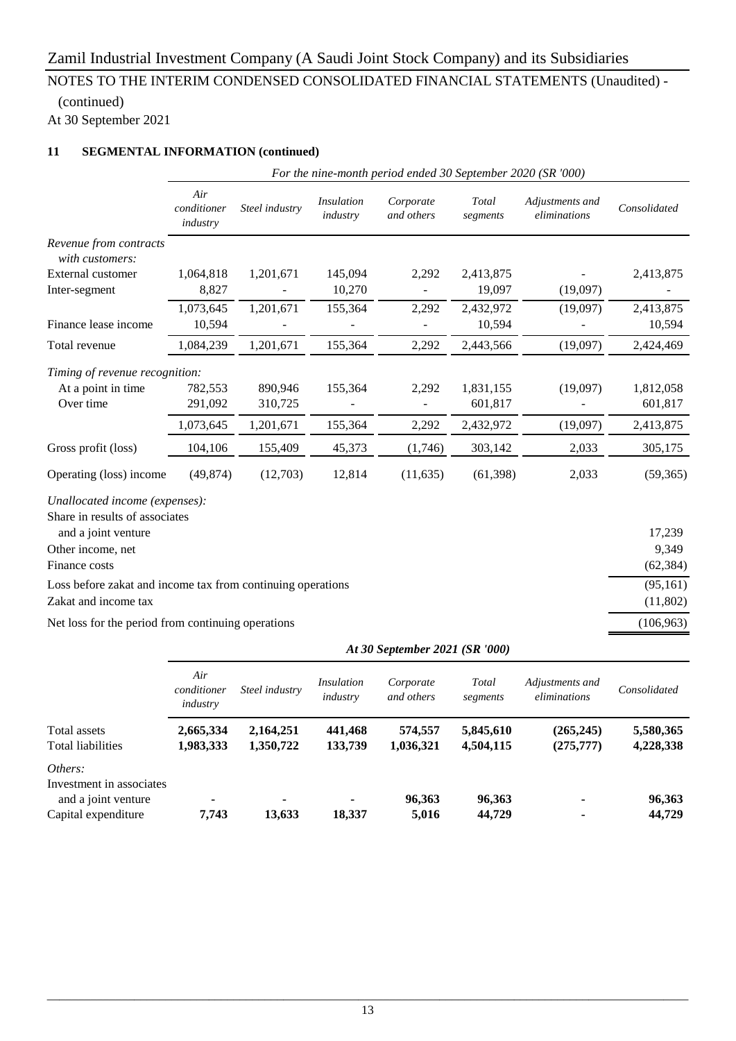Zamil Industrial Investment Company (A Saudi Joint Stock Company) and its Subsidiaries

NOTES TO THE INTERIM CONDENSED CONSOLIDATED FINANCIAL STATEMENTS (Unaudited) - (continued)

At 30 September 2021

## 11 SEGMENTAL INFORMATION (continued)

| | *For the nine-month period ended 30 September 2020 (SR '000)* | | | | | | |
|---|---|---|---|---|---|---|---|
| | *Air conditioner industry* | *Steel industry* | *Insulation industry* | *Corporate and others* | *Total segments* | *Adjustments and eliminations* | *Consolidated* |
| *Revenue from contracts with customers:* | | | | | | | |
| External customer | 1,064,818 | 1,201,671 | 145,094 | 2,292 | 2,413,875 | - | 2,413,875 |
| Inter-segment | 8,827 | - | 10,270 | - | 19,097 | (19,097) | - |
| | 1,073,645 | 1,201,671 | 155,364 | 2,292 | 2,432,972 | (19,097) | 2,413,875 |
| Finance lease income | 10,594 | - | - | - | 10,594 | - | 10,594 |
| Total revenue | 1,084,239 | 1,201,671 | 155,364 | 2,292 | 2,443,566 | (19,097) | 2,424,469 |
| *Timing of revenue recognition:* | | | | | | | |
| At a point in time | 782,553 | 890,946 | 155,364 | 2,292 | 1,831,155 | (19,097) | 1,812,058 |
| Over time | 291,092 | 310,725 | - | - | 601,817 | - | 601,817 |
| | 1,073,645 | 1,201,671 | 155,364 | 2,292 | 2,432,972 | (19,097) | 2,413,875 |
| Gross profit (loss) | 104,106 | 155,409 | 45,373 | (1,746) | 303,142 | 2,033 | 305,175 |
| Operating (loss) income | (49,874) | (12,703) | 12,814 | (11,635) | (61,398) | 2,033 | (59,365) |
| *Unallocated income (expenses):* | | | | | | | |
| Share in results of associates and a joint venture | | | | | | | 17,239 |
| Other income, net | | | | | | | 9,349 |
| Finance costs | | | | | | | (62,384) |
| Loss before zakat and income tax from continuing operations | | | | | | | (95,161) |
| Zakat and income tax | | | | | | | (11,802) |
| Net loss for the period from continuing operations | | | | | | | (106,963) |

| | ***At 30 September 2021 (SR '000)*** | | | | | | |
|---|---|---|---|---|---|---|---|
| | *Air conditioner industry* | *Steel industry* | *Insulation industry* | *Corporate and others* | *Total segments* | *Adjustments and eliminations* | *Consolidated* |
| Total assets | **2,665,334** | **2,164,251** | **441,468** | **574,557** | **5,845,610** | **(265,245)** | **5,580,365** |
| Total liabilities | **1,983,333** | **1,350,722** | **133,739** | **1,036,321** | **4,504,115** | **(275,777)** | **4,228,338** |
| *Others:* | | | | | | | |
| Investment in associates and a joint venture | **-** | **-** | **-** | **96,363** | **96,363** | **-** | **96,363** |
| Capital expenditure | **7,743** | **13,633** | **18,337** | **5,016** | **44,729** | **-** | **44,729** |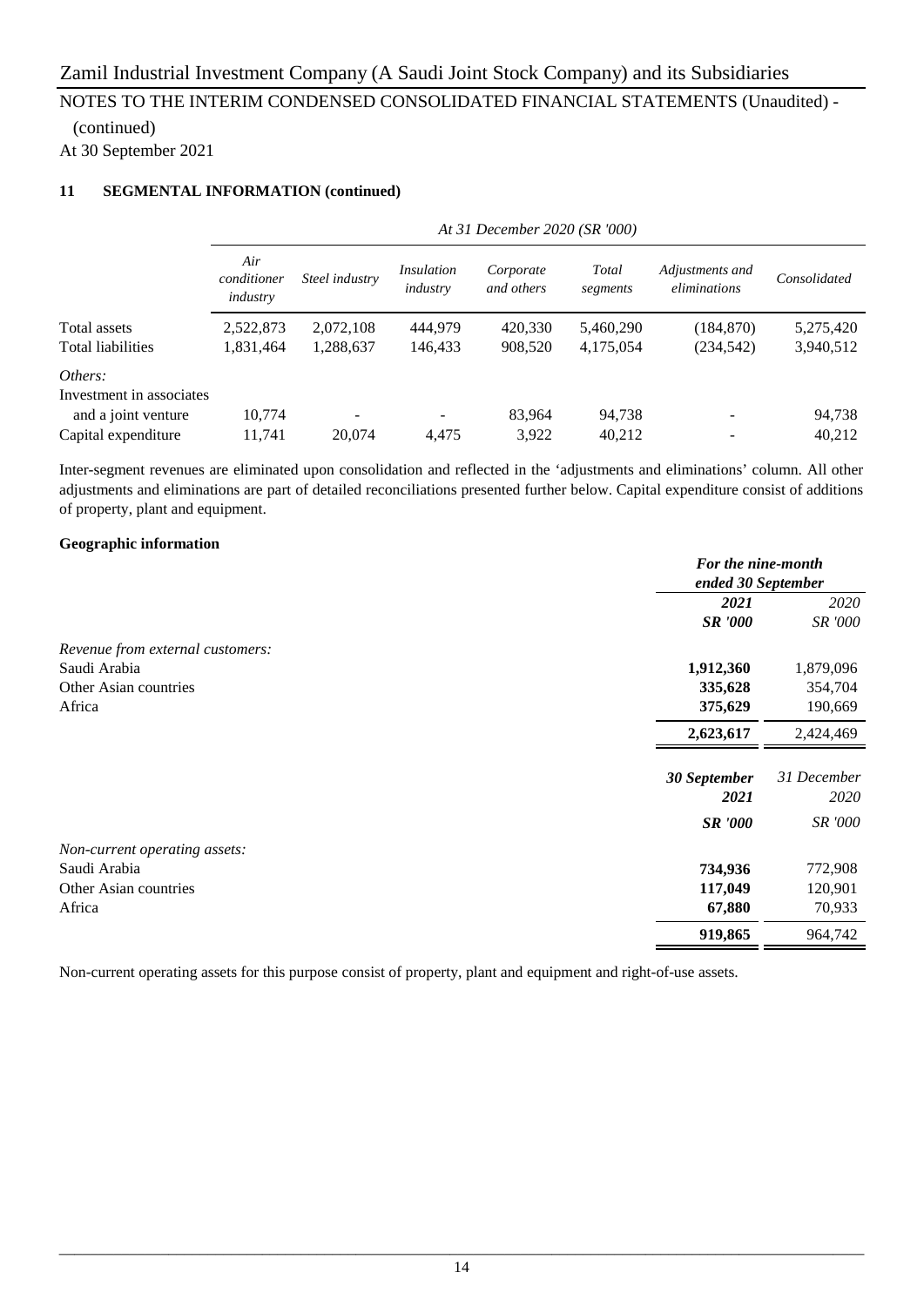## 11 SEGMENTAL INFORMATION (continued)

| | *At 31 December 2020 (SR '000)* | | | | | | |
|---|---|---|---|---|---|---|---|
| | *Air conditioner industry* | *Steel industry* | *Insulation industry* | *Corporate and others* | *Total segments* | *Adjustments and eliminations* | *Consolidated* |
| Total assets | 2,522,873 | 2,072,108 | 444,979 | 420,330 | 5,460,290 | (184,870) | 5,275,420 |
| Total liabilities | 1,831,464 | 1,288,637 | 146,433 | 908,520 | 4,175,054 | (234,542) | 3,940,512 |
| *Others:* | | | | | | | |
| Investment in associates and a joint venture | 10,774 | - | - | 83,964 | 94,738 | - | 94,738 |
| Capital expenditure | 11,741 | 20,074 | 4,475 | 3,922 | 40,212 | - | 40,212 |

Inter-segment revenues are eliminated upon consolidation and reflected in the 'adjustments and eliminations' column. All other adjustments and eliminations are part of detailed reconciliations presented further below. Capital expenditure consist of additions of property, plant and equipment.

**Geographic information**

| | ***For the nine-month ended 30 September*** | |
|---|---|---|
| | ***2021*** | *2020* |
| | ***SR '000*** | *SR '000* |
| *Revenue from external customers:* | | |
| Saudi Arabia | **1,912,360** | 1,879,096 |
| Other Asian countries | **335,628** | 354,704 |
| Africa | **375,629** | 190,669 |
| | **2,623,617** | 2,424,469 |

| | ***30 September 2021*** | *31 December 2020* |
|---|---|---|
| | ***SR '000*** | *SR '000* |
| *Non-current operating assets:* | | |
| Saudi Arabia | **734,936** | 772,908 |
| Other Asian countries | **117,049** | 120,901 |
| Africa | **67,880** | 70,933 |
| | **919,865** | 964,742 |

Non-current operating assets for this purpose consist of property, plant and equipment and right-of-use assets.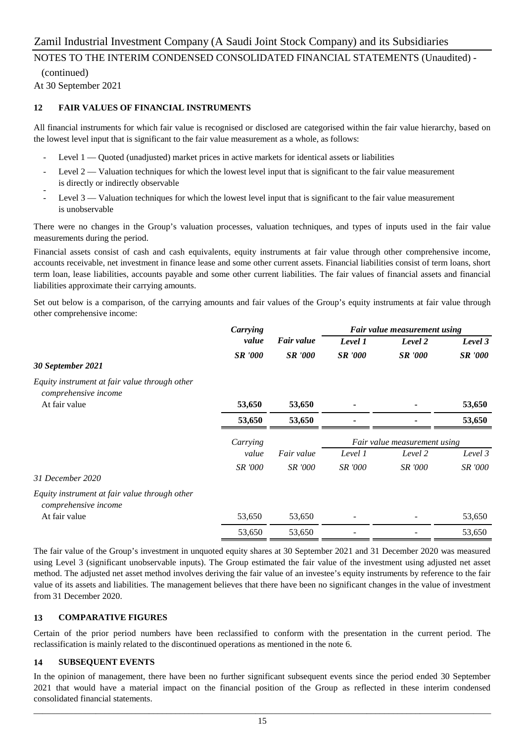Zamil Industrial Investment Company (A Saudi Joint Stock Company) and its Subsidiaries

NOTES TO THE INTERIM CONDENSED CONSOLIDATED FINANCIAL STATEMENTS (Unaudited) - (continued)

At 30 September 2021

## 12 FAIR VALUES OF FINANCIAL INSTRUMENTS

All financial instruments for which fair value is recognised or disclosed are categorised within the fair value hierarchy, based on the lowest level input that is significant to the fair value measurement as a whole, as follows:

- Level 1 — Quoted (unadjusted) market prices in active markets for identical assets or liabilities
- Level 2 — Valuation techniques for which the lowest level input that is significant to the fair value measurement is directly or indirectly observable
- Level 3 — Valuation techniques for which the lowest level input that is significant to the fair value measurement is unobservable

There were no changes in the Group's valuation processes, valuation techniques, and types of inputs used in the fair value measurements during the period.

Financial assets consist of cash and cash equivalents, equity instruments at fair value through other comprehensive income, accounts receivable, net investment in finance lease and some other current assets. Financial liabilities consist of term loans, short term loan, lease liabilities, accounts payable and some other current liabilities. The fair values of financial assets and financial liabilities approximate their carrying amounts.

Set out below is a comparison, of the carrying amounts and fair values of the Group's equity instruments at fair value through other comprehensive income:

| | ***Carrying value*** | ***Fair value*** | ***Fair value measurement using*** | | |
|---|---|---|---|---|---|
| | | | ***Level 1*** | ***Level 2*** | ***Level 3*** |
| | ***SR '000*** | ***SR '000*** | ***SR '000*** | ***SR '000*** | ***SR '000*** |
| ***30 September 2021*** | | | | | |
| *Equity instrument at fair value through other comprehensive income* | | | | | |
| At fair value | **53,650** | **53,650** | **-** | **-** | **53,650** |
| | **53,650** | **53,650** | **-** | **-** | **53,650** |

| | *Carrying value* | *Fair value* | *Fair value measurement using* | | |
|---|---|---|---|---|---|
| | | | *Level 1* | *Level 2* | *Level 3* |
| | *SR '000* | *SR '000* | *SR '000* | *SR '000* | *SR '000* |
| *31 December 2020* | | | | | |
| *Equity instrument at fair value through other comprehensive income* | | | | | |
| At fair value | 53,650 | 53,650 | - | - | 53,650 |
| | 53,650 | 53,650 | - | - | 53,650 |

The fair value of the Group's investment in unquoted equity shares at 30 September 2021 and 31 December 2020 was measured using Level 3 (significant unobservable inputs). The Group estimated the fair value of the investment using adjusted net asset method. The adjusted net asset method involves deriving the fair value of an investee's equity instruments by reference to the fair value of its assets and liabilities. The management believes that there have been no significant changes in the value of investment from 31 December 2020.

## 13 COMPARATIVE FIGURES

Certain of the prior period numbers have been reclassified to conform with the presentation in the current period. The reclassification is mainly related to the discontinued operations as mentioned in the note 6.

## 14 SUBSEQUENT EVENTS

In the opinion of management, there have been no further significant subsequent events since the period ended 30 September 2021 that would have a material impact on the financial position of the Group as reflected in these interim condensed consolidated financial statements.